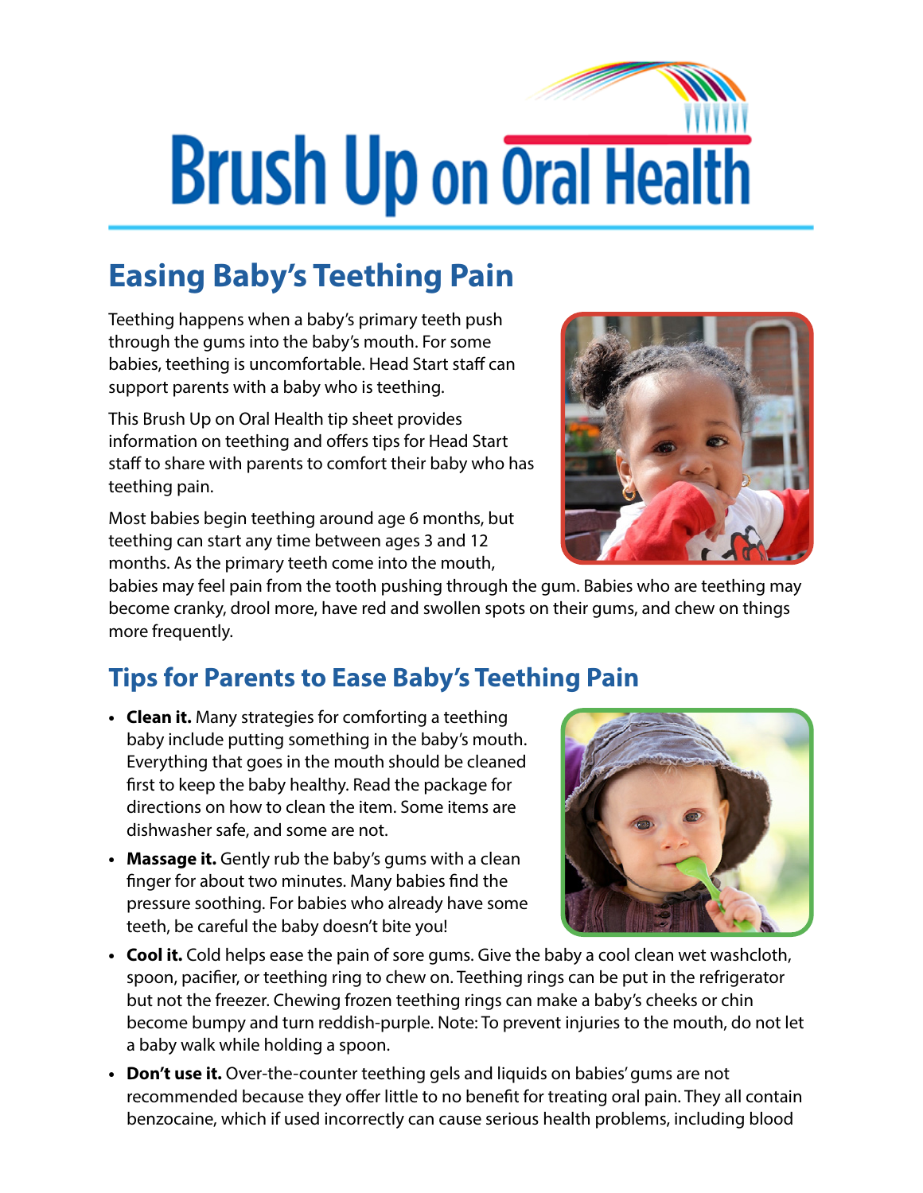# Brush Up on Oral Health

## Easing Baby's Teething Pain

Teething happens when a baby's primary teeth push through the gums into the baby's mouth. For some babies, teething is uncomfortable. Head Start staff can support parents with a baby who is teething.

This Brush Up on Oral Health tip sheet provides information on teething and offers tips for Head Start staff to share with parents to comfort their baby who has teething pain.

Most babies begin teething around age 6 months, but teething can start any time between ages 3 and 12 months. As the primary teeth come into the mouth, babies may feel pain from the tooth pushing through the gum. Babies who are teething may become cranky, drool more, have red and swollen spots on their gums, and chew on things more frequently.

## Tips for Parents to Ease Baby's Teething Pain

- **Clean it.** Many strategies for comforting a teething baby include putting something in the baby's mouth. Everything that goes in the mouth should be cleaned first to keep the baby healthy. Read the package for directions on how to clean the item. Some items are dishwasher safe, and some are not.
- **Massage it.** Gently rub the baby's gums with a clean finger for about two minutes. Many babies find the pressure soothing. For babies who already have some teeth, be careful the baby doesn't bite you!
- **Cool it.** Cold helps ease the pain of sore gums. Give the baby a cool clean wet washcloth, spoon, pacifier, or teething ring to chew on. Teething rings can be put in the refrigerator but not the freezer. Chewing frozen teething rings can make a baby's cheeks or chin become bumpy and turn reddish-purple. Note: To prevent injuries to the mouth, do not let a baby walk while holding a spoon.
- **Don't use it.** Over-the-counter teething gels and liquids on babies' gums are not recommended because they offer little to no benefit for treating oral pain. They all contain benzocaine, which if used incorrectly can cause serious health problems, including blood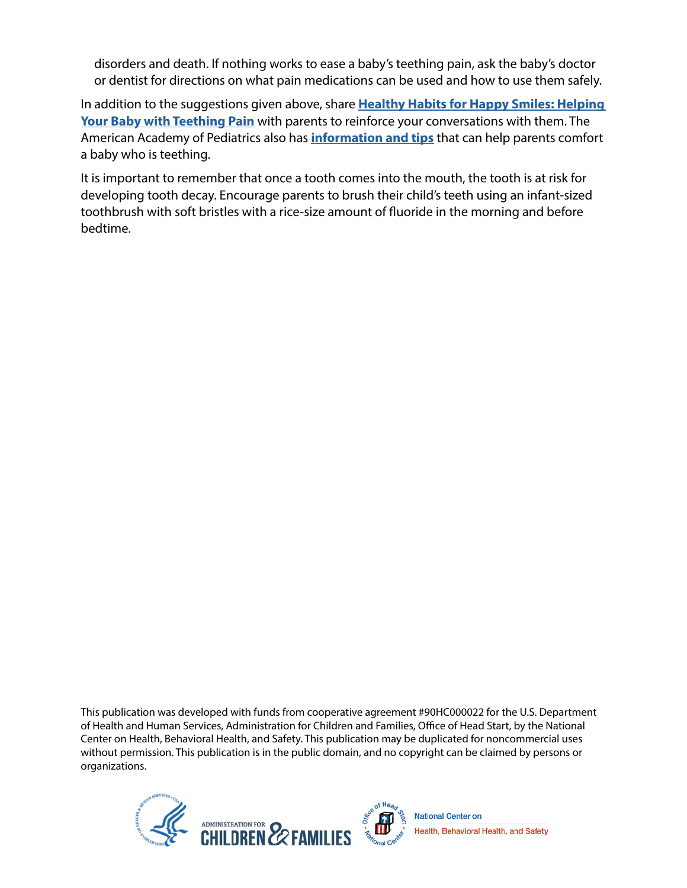disorders and death. If nothing works to ease a baby's teething pain, ask the baby's doctor or dentist for directions on what pain medications can be used and how to use them safely.

In addition to the suggestions given above, share **Healthy Habits for Happy Smiles: Helping Your Baby with Teething Pain** with parents to reinforce your conversations with them. The American Academy of Pediatrics also has **information and tips** that can help parents comfort a baby who is teething.

It is important to remember that once a tooth comes into the mouth, the tooth is at risk for developing tooth decay. Encourage parents to brush their child's teeth using an infant-sized toothbrush with soft bristles with a rice-size amount of fluoride in the morning and before bedtime.

This publication was developed with funds from cooperative agreement #90HC000022 for the U.S. Department of Health and Human Services, Administration for Children and Families, Office of Head Start, by the National Center on Health, Behavioral Health, and Safety. This publication may be duplicated for noncommercial uses without permission. This publication is in the public domain, and no copyright can be claimed by persons or organizations.

ADMINISTRATION FOR CHILDREN & FAMILIES

National Center on Health, Behavioral Health, and Safety